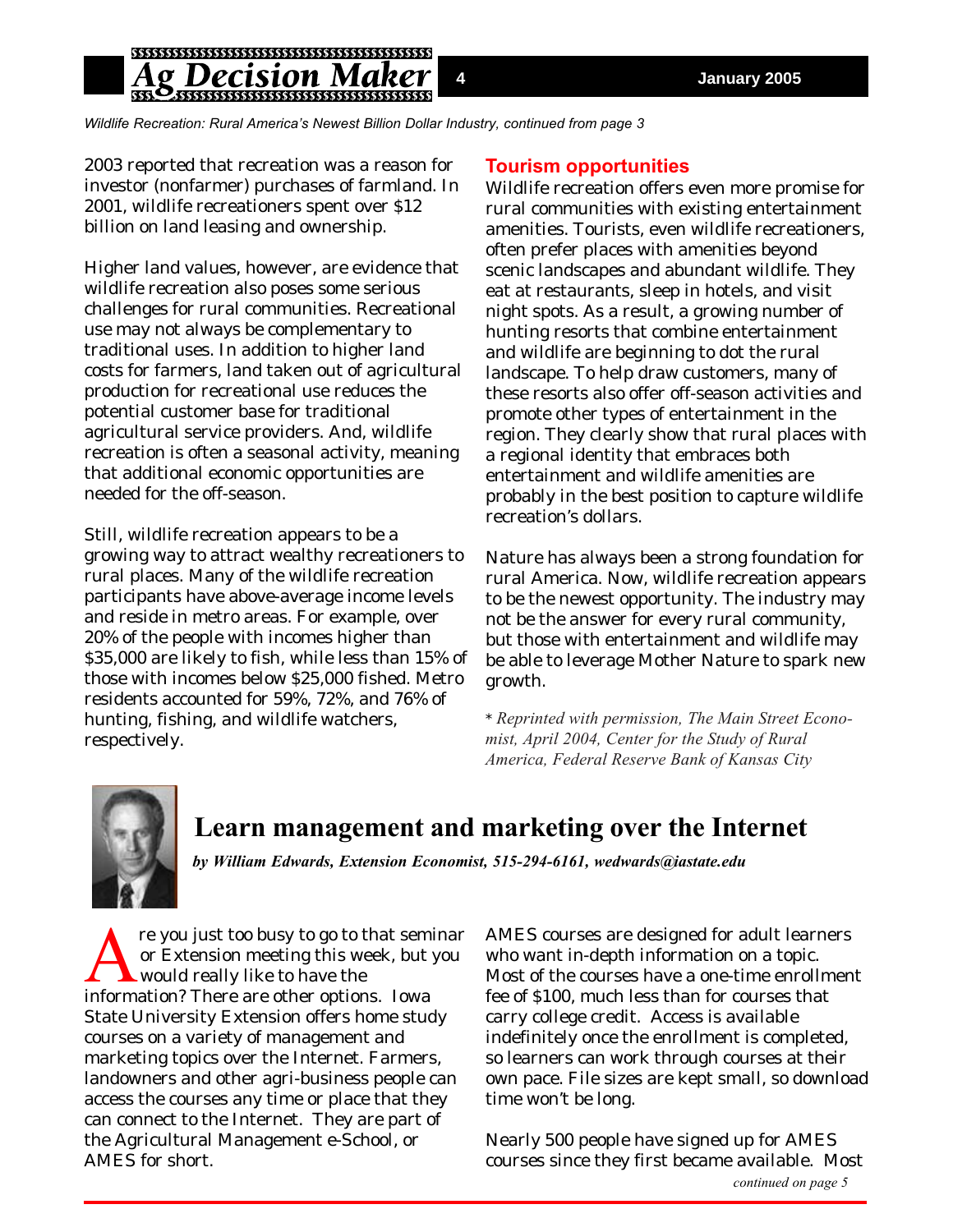*Wildlife Recreation: Rural America's Newest Billion Dollar Industry, continued from page 3*

2003 reported that recreation was a reason for investor (nonfarmer) purchases of farmland. In 2001, wildlife recreationers spent over $12 billion on land leasing and ownership.

Higher land values, however, are evidence that wildlife recreation also poses some serious challenges for rural communities. Recreational use may not always be complementary to traditional uses. In addition to higher land costs for farmers, land taken out of agricultural production for recreational use reduces the potential customer base for traditional agricultural service providers. And, wildlife recreation is often a seasonal activity, meaning that additional economic opportunities are needed for the off-season.

Still, wildlife recreation appears to be a growing way to attract wealthy recreationers to rural places. Many of the wildlife recreation participants have above-average income levels and reside in metro areas. For example, over 20% of the people with incomes higher than $35,000 are likely to fish, while less than 15% of those with incomes below $25,000 fished. Metro residents accounted for 59%, 72%, and 76% of hunting, fishing, and wildlife watchers, respectively.

### Tourism opportunities

Wildlife recreation offers even more promise for rural communities with existing entertainment amenities. Tourists, even wildlife recreationers, often prefer places with amenities beyond scenic landscapes and abundant wildlife. They eat at restaurants, sleep in hotels, and visit night spots. As a result, a growing number of hunting resorts that combine entertainment and wildlife are beginning to dot the rural landscape. To help draw customers, many of these resorts also offer off-season activities and promote other types of entertainment in the region. They clearly show that rural places with a regional identity that embraces both entertainment and wildlife amenities are probably in the best position to capture wildlife recreation's dollars.

Nature has always been a strong foundation for rural America. Now, wildlife recreation appears to be the newest opportunity. The industry may not be the answer for every rural community, but those with entertainment and wildlife may be able to leverage Mother Nature to spark new growth.

* *Reprinted with permission, The Main Street Economist, April 2004, Center for the Study of Rural America, Federal Reserve Bank of Kansas City*

## Learn management and marketing over the Internet

***by William Edwards, Extension Economist, 515-294-6161, wedwards@iastate.edu***

Are you just too busy to go to that seminar or Extension meeting this week, but you would really like to have the information? There are other options. Iowa State University Extension offers home study courses on a variety of management and marketing topics over the Internet. Farmers, landowners and other agri-business people can access the courses any time or place that they can connect to the Internet. They are part of the Agricultural Management e-School, or AMES for short.

AMES courses are designed for adult learners who want in-depth information on a topic. Most of the courses have a one-time enrollment fee of $100, much less than for courses that carry college credit. Access is available indefinitely once the enrollment is completed, so learners can work through courses at their own pace. File sizes are kept small, so download time won't be long.

Nearly 500 people have signed up for AMES courses since they first became available. Most

*continued on page 5*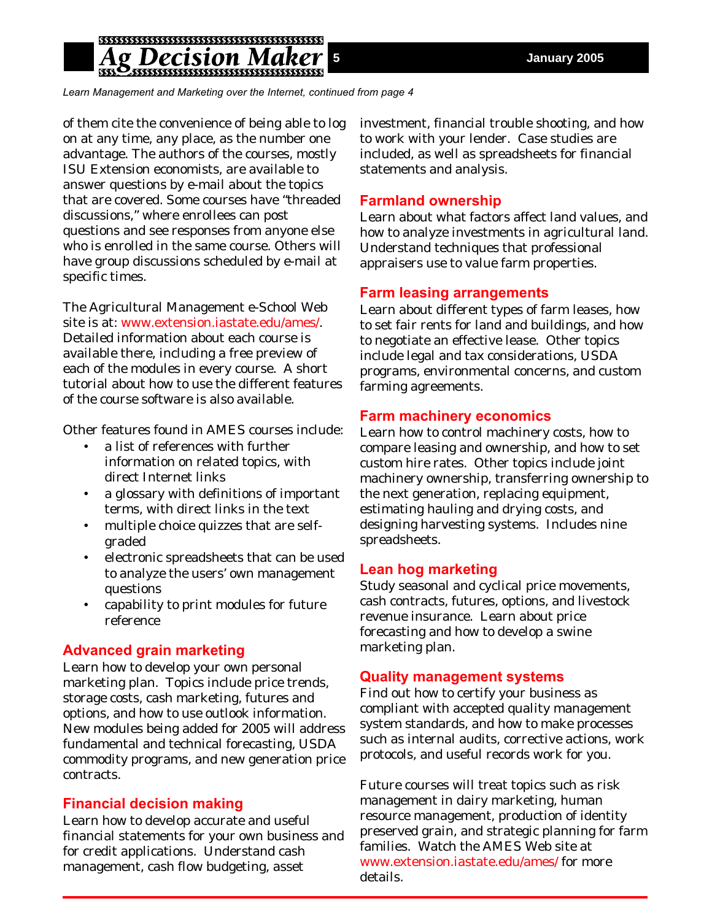*Learn Management and Marketing over the Internet, continued from page 4*

of them cite the convenience of being able to log on at any time, any place, as the number one advantage. The authors of the courses, mostly ISU Extension economists, are available to answer questions by e-mail about the topics that are covered. Some courses have "threaded discussions," where enrollees can post questions and see responses from anyone else who is enrolled in the same course. Others will have group discussions scheduled by e-mail at specific times.

The Agricultural Management e-School Web site is at: www.extension.iastate.edu/ames/. Detailed information about each course is available there, including a free preview of each of the modules in every course. A short tutorial about how to use the different features of the course software is also available.

Other features found in AMES courses include:

- a list of references with further information on related topics, with direct Internet links
- a glossary with definitions of important terms, with direct links in the text
- multiple choice quizzes that are self-graded
- electronic spreadsheets that can be used to analyze the users' own management questions
- capability to print modules for future reference

### Advanced grain marketing

Learn how to develop your own personal marketing plan. Topics include price trends, storage costs, cash marketing, futures and options, and how to use outlook information. New modules being added for 2005 will address fundamental and technical forecasting, USDA commodity programs, and new generation price contracts.

### Financial decision making

Learn how to develop accurate and useful financial statements for your own business and for credit applications. Understand cash management, cash flow budgeting, asset investment, financial trouble shooting, and how to work with your lender. Case studies are included, as well as spreadsheets for financial statements and analysis.

### Farmland ownership

Learn about what factors affect land values, and how to analyze investments in agricultural land. Understand techniques that professional appraisers use to value farm properties.

### Farm leasing arrangements

Learn about different types of farm leases, how to set fair rents for land and buildings, and how to negotiate an effective lease. Other topics include legal and tax considerations, USDA programs, environmental concerns, and custom farming agreements.

### Farm machinery economics

Learn how to control machinery costs, how to compare leasing and ownership, and how to set custom hire rates. Other topics include joint machinery ownership, transferring ownership to the next generation, replacing equipment, estimating hauling and drying costs, and designing harvesting systems. Includes nine spreadsheets.

### Lean hog marketing

Study seasonal and cyclical price movements, cash contracts, futures, options, and livestock revenue insurance. Learn about price forecasting and how to develop a swine marketing plan.

### Quality management systems

Find out how to certify your business as compliant with accepted quality management system standards, and how to make processes such as internal audits, corrective actions, work protocols, and useful records work for you.

Future courses will treat topics such as risk management in dairy marketing, human resource management, production of identity preserved grain, and strategic planning for farm families. Watch the AMES Web site at www.extension.iastate.edu/ames/ for more details.